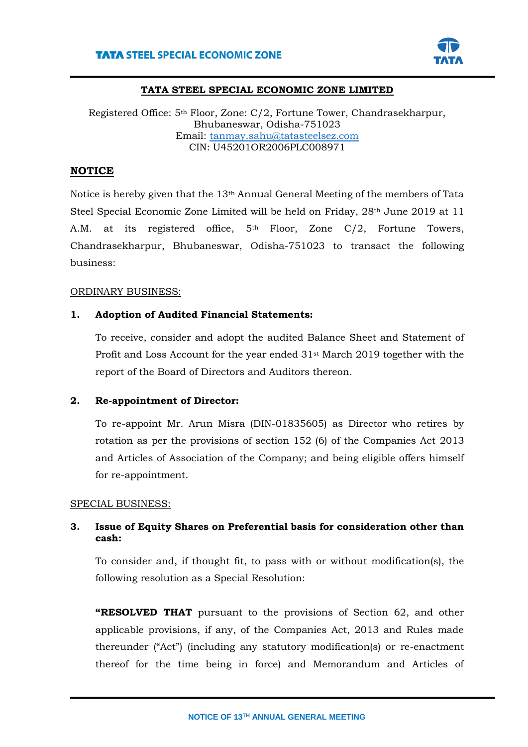## TATA STEEL SPECIAL ECONOMIC ZONE LIMITED

Registered Office: 5th Floor, Zone: C/2, Fortune Tower, Chandrasekharpur, Bhubaneswar, Odisha-751023
Email: tanmay.sahu@tatasteelsez.com
CIN: U45201OR2006PLC008971

## NOTICE

Notice is hereby given that the 13th Annual General Meeting of the members of Tata Steel Special Economic Zone Limited will be held on Friday, 28th June 2019 at 11 A.M. at its registered office, 5th Floor, Zone C/2, Fortune Towers, Chandrasekharpur, Bhubaneswar, Odisha-751023 to transact the following business:

ORDINARY BUSINESS:

**1. Adoption of Audited Financial Statements:**

To receive, consider and adopt the audited Balance Sheet and Statement of Profit and Loss Account for the year ended 31st March 2019 together with the report of the Board of Directors and Auditors thereon.

**2. Re-appointment of Director:**

To re-appoint Mr. Arun Misra (DIN-01835605) as Director who retires by rotation as per the provisions of section 152 (6) of the Companies Act 2013 and Articles of Association of the Company; and being eligible offers himself for re-appointment.

SPECIAL BUSINESS:

**3. Issue of Equity Shares on Preferential basis for consideration other than cash:**

To consider and, if thought fit, to pass with or without modification(s), the following resolution as a Special Resolution:

"**RESOLVED THAT** pursuant to the provisions of Section 62, and other applicable provisions, if any, of the Companies Act, 2013 and Rules made thereunder ("Act") (including any statutory modification(s) or re-enactment thereof for the time being in force) and Memorandum and Articles of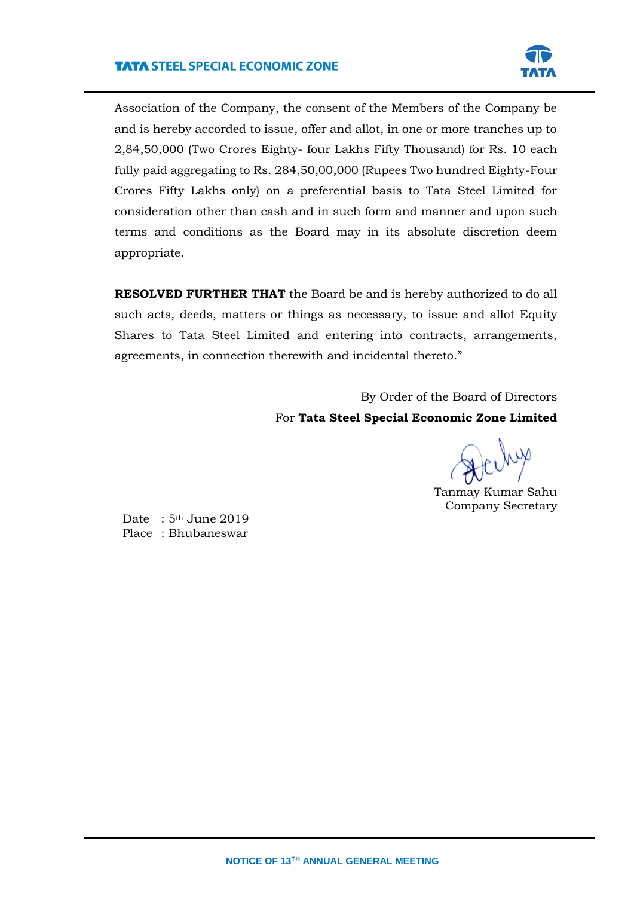Association of the Company, the consent of the Members of the Company be and is hereby accorded to issue, offer and allot, in one or more tranches up to 2,84,50,000 (Two Crores Eighty- four Lakhs Fifty Thousand) for Rs. 10 each fully paid aggregating to Rs. 284,50,00,000 (Rupees Two hundred Eighty-Four Crores Fifty Lakhs only) on a preferential basis to Tata Steel Limited for consideration other than cash and in such form and manner and upon such terms and conditions as the Board may in its absolute discretion deem appropriate.

**RESOLVED FURTHER THAT** the Board be and is hereby authorized to do all such acts, deeds, matters or things as necessary, to issue and allot Equity Shares to Tata Steel Limited and entering into contracts, arrangements, agreements, in connection therewith and incidental thereto."

By Order of the Board of Directors
For **Tata Steel Special Economic Zone Limited**

Tanmay Kumar Sahu
Company Secretary

Date : 5th June 2019
Place : Bhubaneswar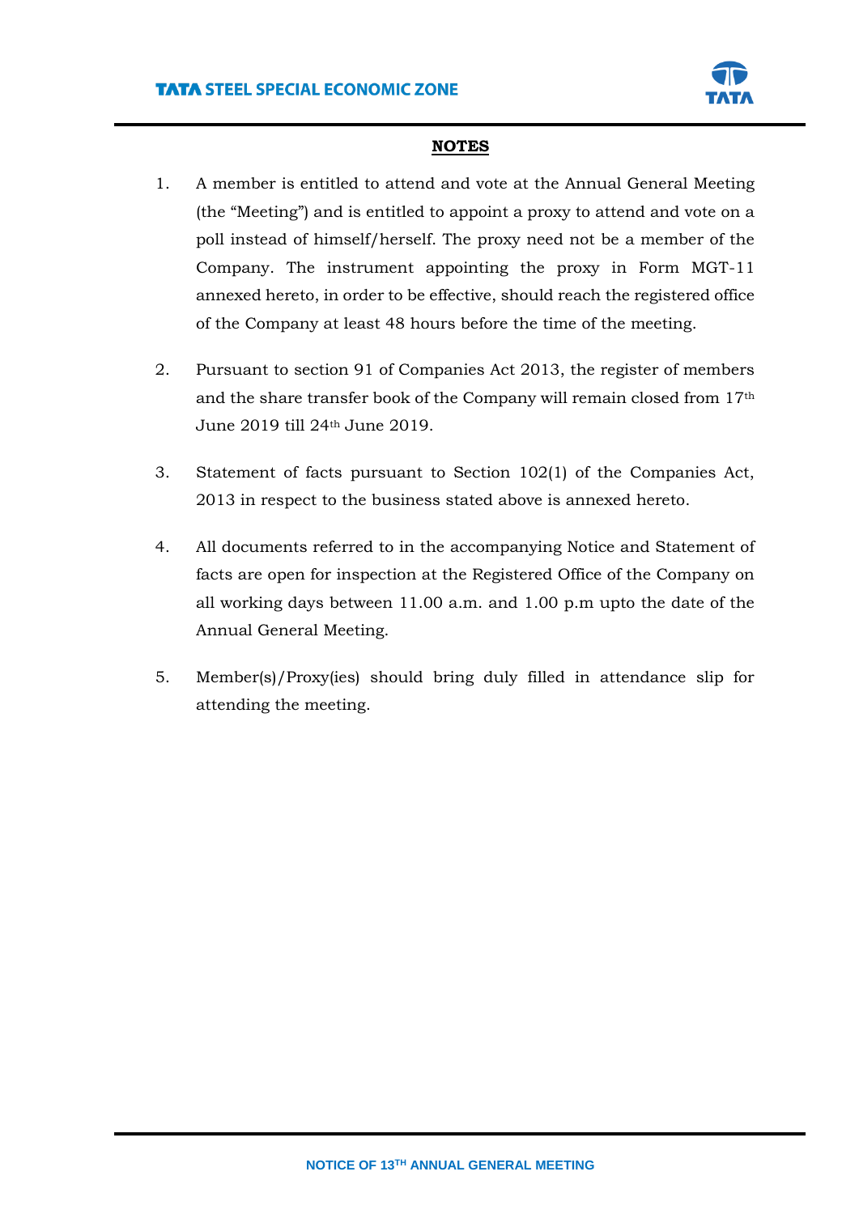## NOTES

1. A member is entitled to attend and vote at the Annual General Meeting (the "Meeting") and is entitled to appoint a proxy to attend and vote on a poll instead of himself/herself. The proxy need not be a member of the Company. The instrument appointing the proxy in Form MGT-11 annexed hereto, in order to be effective, should reach the registered office of the Company at least 48 hours before the time of the meeting.

2. Pursuant to section 91 of Companies Act 2013, the register of members and the share transfer book of the Company will remain closed from 17th June 2019 till 24th June 2019.

3. Statement of facts pursuant to Section 102(1) of the Companies Act, 2013 in respect to the business stated above is annexed hereto.

4. All documents referred to in the accompanying Notice and Statement of facts are open for inspection at the Registered Office of the Company on all working days between 11.00 a.m. and 1.00 p.m upto the date of the Annual General Meeting.

5. Member(s)/Proxy(ies) should bring duly filled in attendance slip for attending the meeting.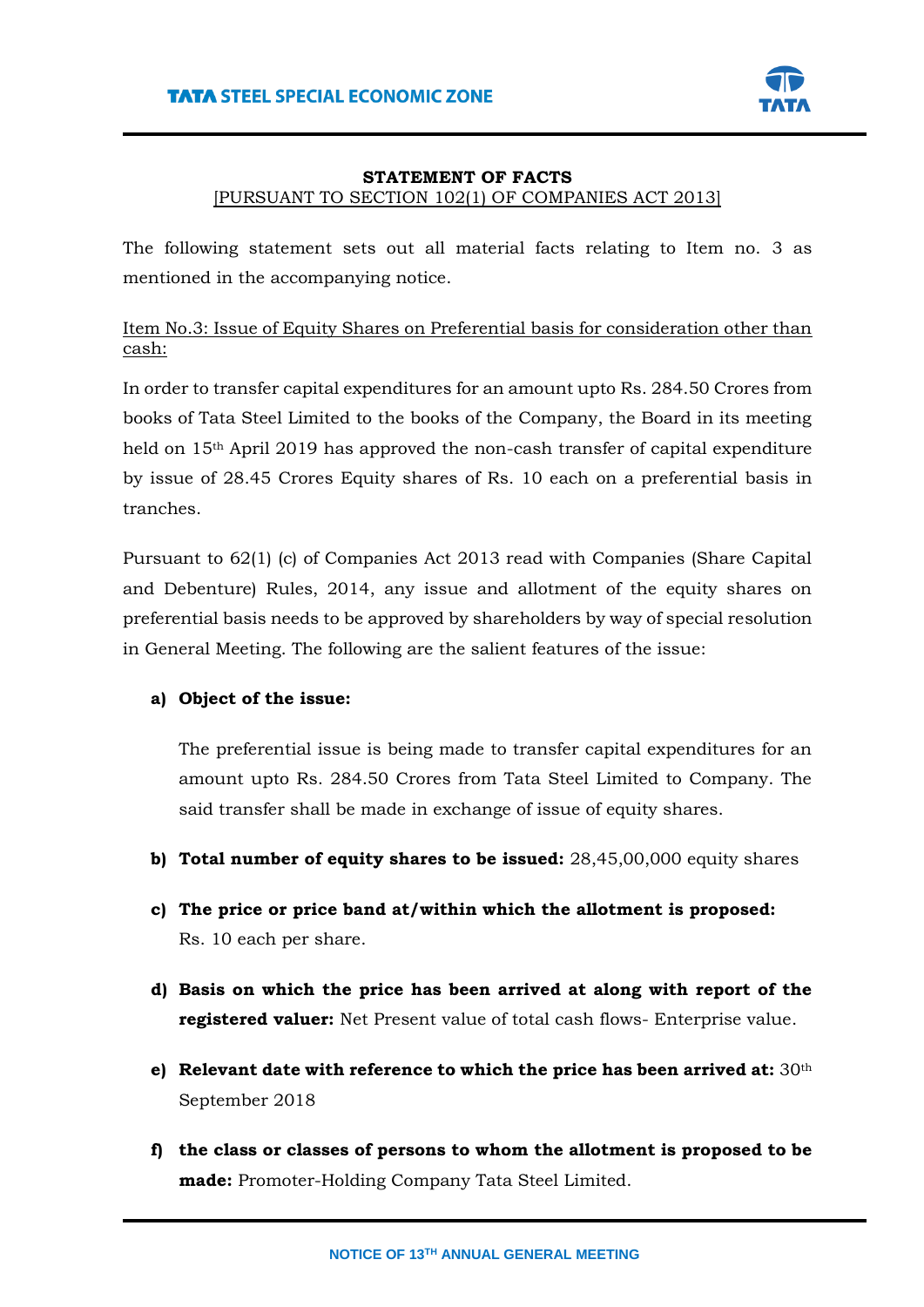**STATEMENT OF FACTS**
[PURSUANT TO SECTION 102(1) OF COMPANIES ACT 2013]

The following statement sets out all material facts relating to Item no. 3 as mentioned in the accompanying notice.

Item No.3: Issue of Equity Shares on Preferential basis for consideration other than cash:

In order to transfer capital expenditures for an amount upto Rs. 284.50 Crores from books of Tata Steel Limited to the books of the Company, the Board in its meeting held on 15th April 2019 has approved the non-cash transfer of capital expenditure by issue of 28.45 Crores Equity shares of Rs. 10 each on a preferential basis in tranches.

Pursuant to 62(1) (c) of Companies Act 2013 read with Companies (Share Capital and Debenture) Rules, 2014, any issue and allotment of the equity shares on preferential basis needs to be approved by shareholders by way of special resolution in General Meeting. The following are the salient features of the issue:

a) **Object of the issue:**

   The preferential issue is being made to transfer capital expenditures for an amount upto Rs. 284.50 Crores from Tata Steel Limited to Company. The said transfer shall be made in exchange of issue of equity shares.

b) **Total number of equity shares to be issued:** 28,45,00,000 equity shares

c) **The price or price band at/within which the allotment is proposed:** Rs. 10 each per share.

d) **Basis on which the price has been arrived at along with report of the registered valuer:** Net Present value of total cash flows- Enterprise value.

e) **Relevant date with reference to which the price has been arrived at:** 30th September 2018

f) **the class or classes of persons to whom the allotment is proposed to be made:** Promoter-Holding Company Tata Steel Limited.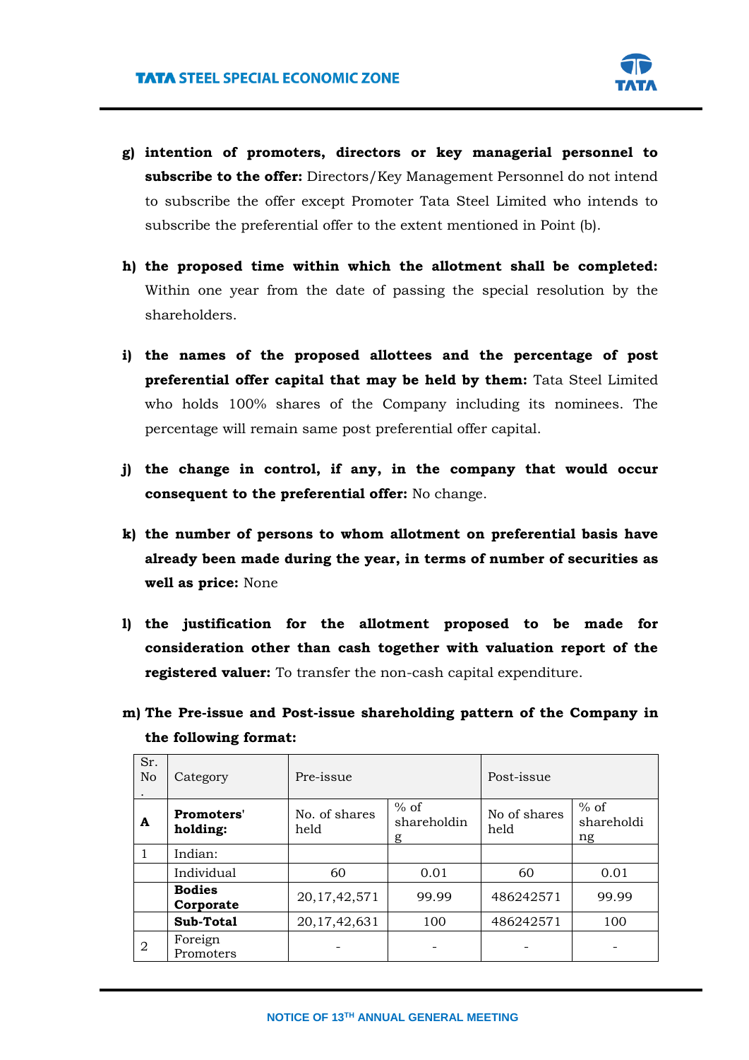g) **intention of promoters, directors or key managerial personnel to subscribe to the offer:** Directors/Key Management Personnel do not intend to subscribe the offer except Promoter Tata Steel Limited who intends to subscribe the preferential offer to the extent mentioned in Point (b).

h) **the proposed time within which the allotment shall be completed:** Within one year from the date of passing the special resolution by the shareholders.

i) **the names of the proposed allottees and the percentage of post preferential offer capital that may be held by them:** Tata Steel Limited who holds 100% shares of the Company including its nominees. The percentage will remain same post preferential offer capital.

j) **the change in control, if any, in the company that would occur consequent to the preferential offer:** No change.

k) **the number of persons to whom allotment on preferential basis have already been made during the year, in terms of number of securities as well as price:** None

l) **the justification for the allotment proposed to be made for consideration other than cash together with valuation report of the registered valuer:** To transfer the non-cash capital expenditure.

m) **The Pre-issue and Post-issue shareholding pattern of the Company in the following format:**

| Sr. No. | Category | Pre-issue | | Post-issue | |
|---|---|---|---|---|---|
| **A** | **Promoters' holding:** | No. of shares held | % of shareholding | No of shares held | % of shareholding |
| 1 | Indian: | | | | |
| | Individual | 60 | 0.01 | 60 | 0.01 |
| | **Bodies Corporate** | 20,17,42,571 | 99.99 | 486242571 | 99.99 |
| | **Sub-Total** | 20,17,42,631 | 100 | 486242571 | 100 |
| 2 | Foreign Promoters | - | - | - | - |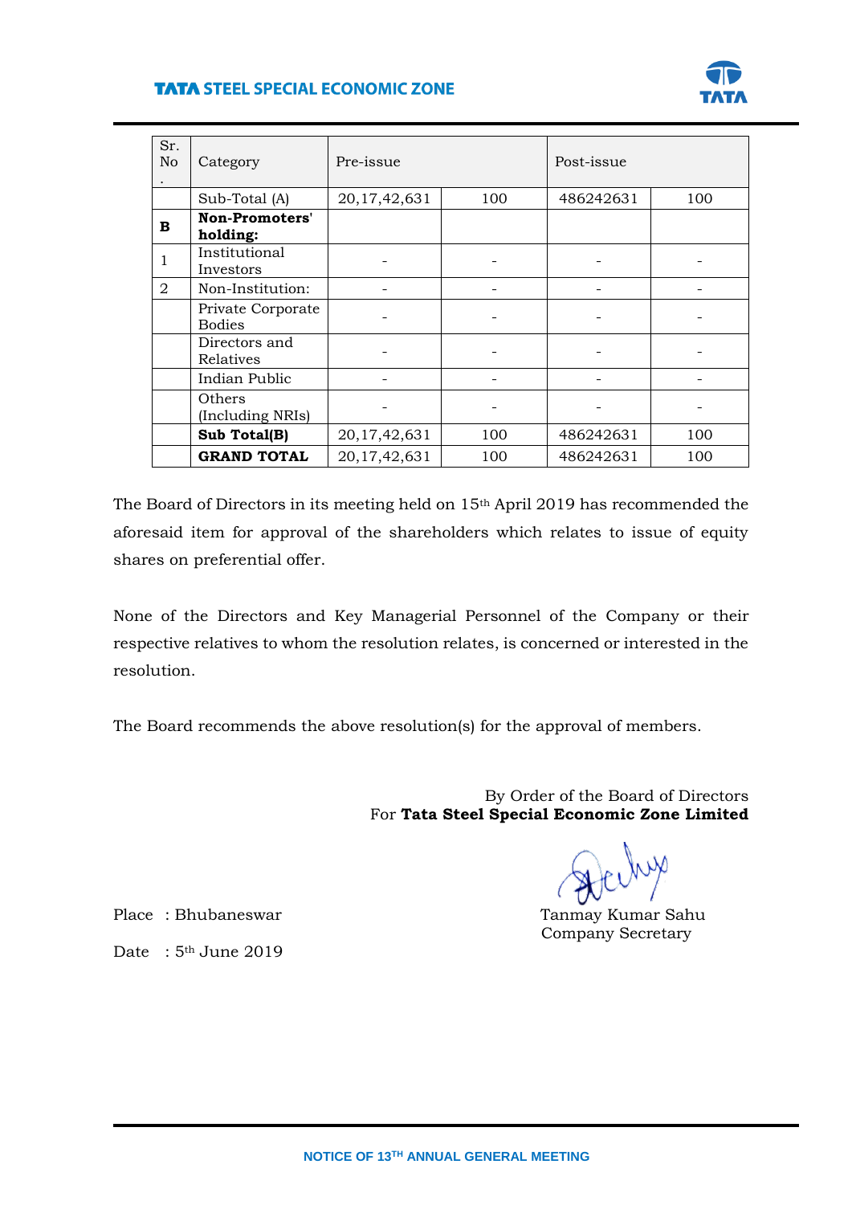| Sr. No. | Category | Pre-issue | | Post-issue | |
|---|---|---|---|---|---|
| | Sub-Total (A) | 20,17,42,631 | 100 | 486242631 | 100 |
| **B** | **Non-Promoters' holding:** | | | | |
| 1 | Institutional Investors | - | - | - | - |
| 2 | Non-Institution: | - | - | - | - |
| | Private Corporate Bodies | - | - | - | - |
| | Directors and Relatives | - | - | - | - |
| | Indian Public | - | - | - | - |
| | Others (Including NRIs) | - | - | - | - |
| | **Sub Total(B)** | 20,17,42,631 | 100 | 486242631 | 100 |
| | **GRAND TOTAL** | 20,17,42,631 | 100 | 486242631 | 100 |

The Board of Directors in its meeting held on 15th April 2019 has recommended the aforesaid item for approval of the shareholders which relates to issue of equity shares on preferential offer.

None of the Directors and Key Managerial Personnel of the Company or their respective relatives to whom the resolution relates, is concerned or interested in the resolution.

The Board recommends the above resolution(s) for the approval of members.

By Order of the Board of Directors
For **Tata Steel Special Economic Zone Limited**

Tanmay Kumar Sahu
Company Secretary

Place : Bhubaneswar

Date : 5th June 2019